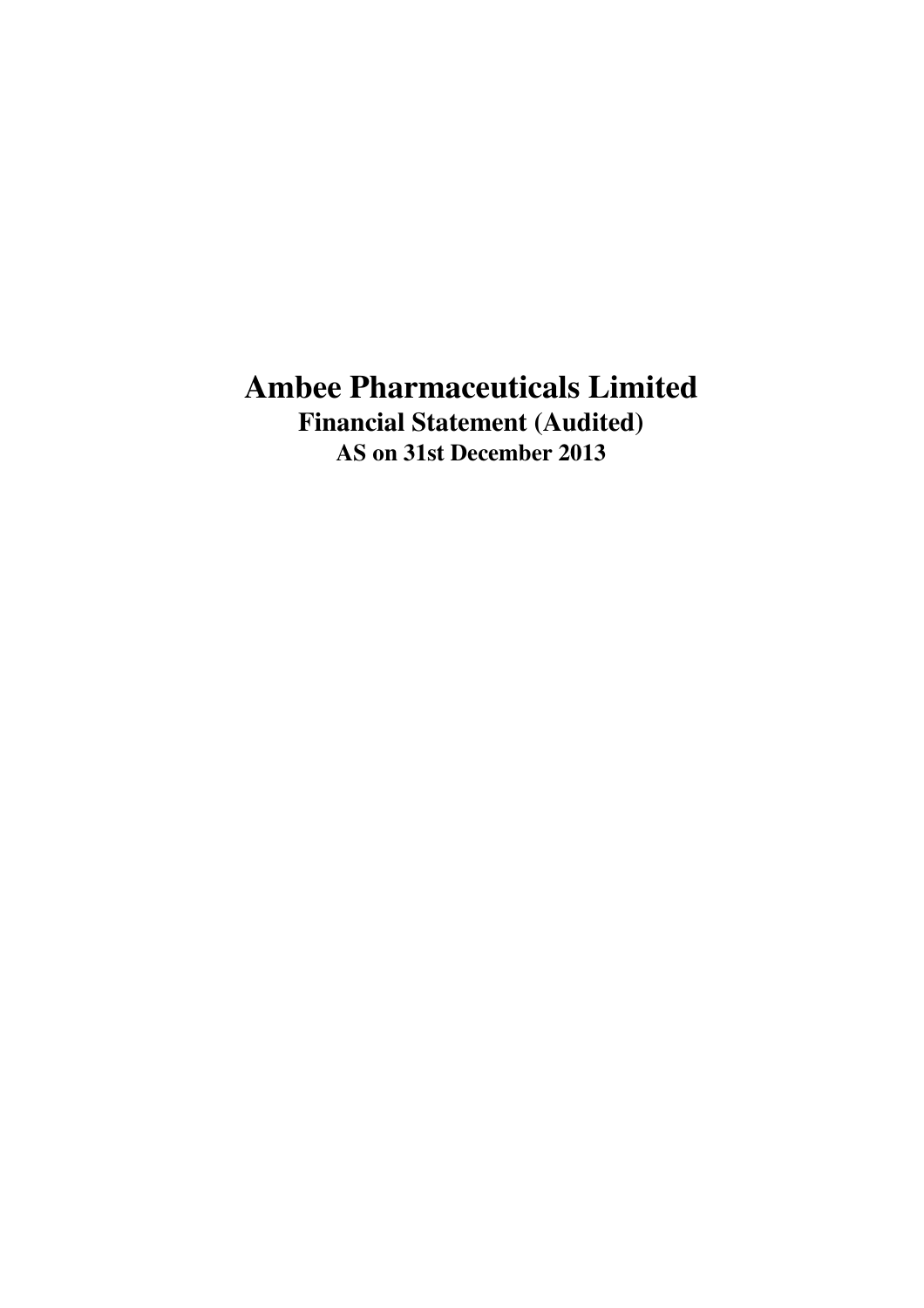# Ambee Pharmaceuticals Limited

## Financial Statement (Audited)

### AS on 31st December 2013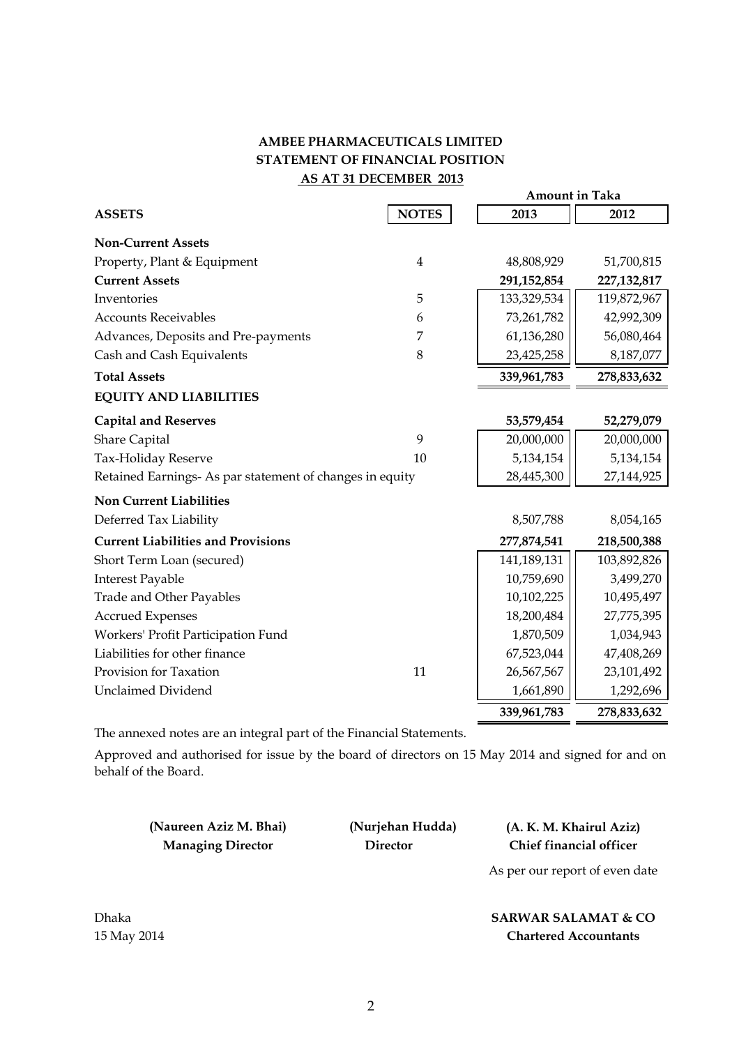# AMBEE PHARMACEUTICALS LIMITED
## STATEMENT OF FINANCIAL POSITION
### AS AT 31 DECEMBER 2013

| | | Amount in Taka | |
|---|---|---|---|
| **ASSETS** | **NOTES** | **2013** | **2012** |
| **Non-Current Assets** | | | |
| Property, Plant & Equipment | 4 | 48,808,929 | 51,700,815 |
| **Current Assets** | | **291,152,854** | **227,132,817** |
| Inventories | 5 | 133,329,534 | 119,872,967 |
| Accounts Receivables | 6 | 73,261,782 | 42,992,309 |
| Advances, Deposits and Pre-payments | 7 | 61,136,280 | 56,080,464 |
| Cash and Cash Equivalents | 8 | 23,425,258 | 8,187,077 |
| **Total Assets** | | **339,961,783** | **278,833,632** |
| **EQUITY AND LIABILITIES** | | | |
| **Capital and Reserves** | | **53,579,454** | **52,279,079** |
| Share Capital | 9 | 20,000,000 | 20,000,000 |
| Tax-Holiday Reserve | 10 | 5,134,154 | 5,134,154 |
| Retained Earnings- As par statement of changes in equity | | 28,445,300 | 27,144,925 |
| **Non Current Liabilities** | | | |
| Deferred Tax Liability | | 8,507,788 | 8,054,165 |
| **Current Liabilities and Provisions** | | **277,874,541** | **218,500,388** |
| Short Term Loan (secured) | | 141,189,131 | 103,892,826 |
| Interest Payable | | 10,759,690 | 3,499,270 |
| Trade and Other Payables | | 10,102,225 | 10,495,497 |
| Accrued Expenses | | 18,200,484 | 27,775,395 |
| Workers' Profit Participation Fund | | 1,870,509 | 1,034,943 |
| Liabilities for other finance | | 67,523,044 | 47,408,269 |
| Provision for Taxation | 11 | 26,567,567 | 23,101,492 |
| Unclaimed Dividend | | 1,661,890 | 1,292,696 |
| | | **339,961,783** | **278,833,632** |

The annexed notes are an integral part of the Financial Statements.

Approved and authorised for issue by the board of directors on 15 May 2014 and signed for and on behalf of the Board.

**(Naureen Aziz M. Bhai)**
**Managing Director**

**(Nurjehan Hudda)**
**Director**

**(A. K. M. Khairul Aziz)**
**Chief financial officer**

As per our report of even date

Dhaka
15 May 2014

**SARWAR SALAMAT & CO**
**Chartered Accountants**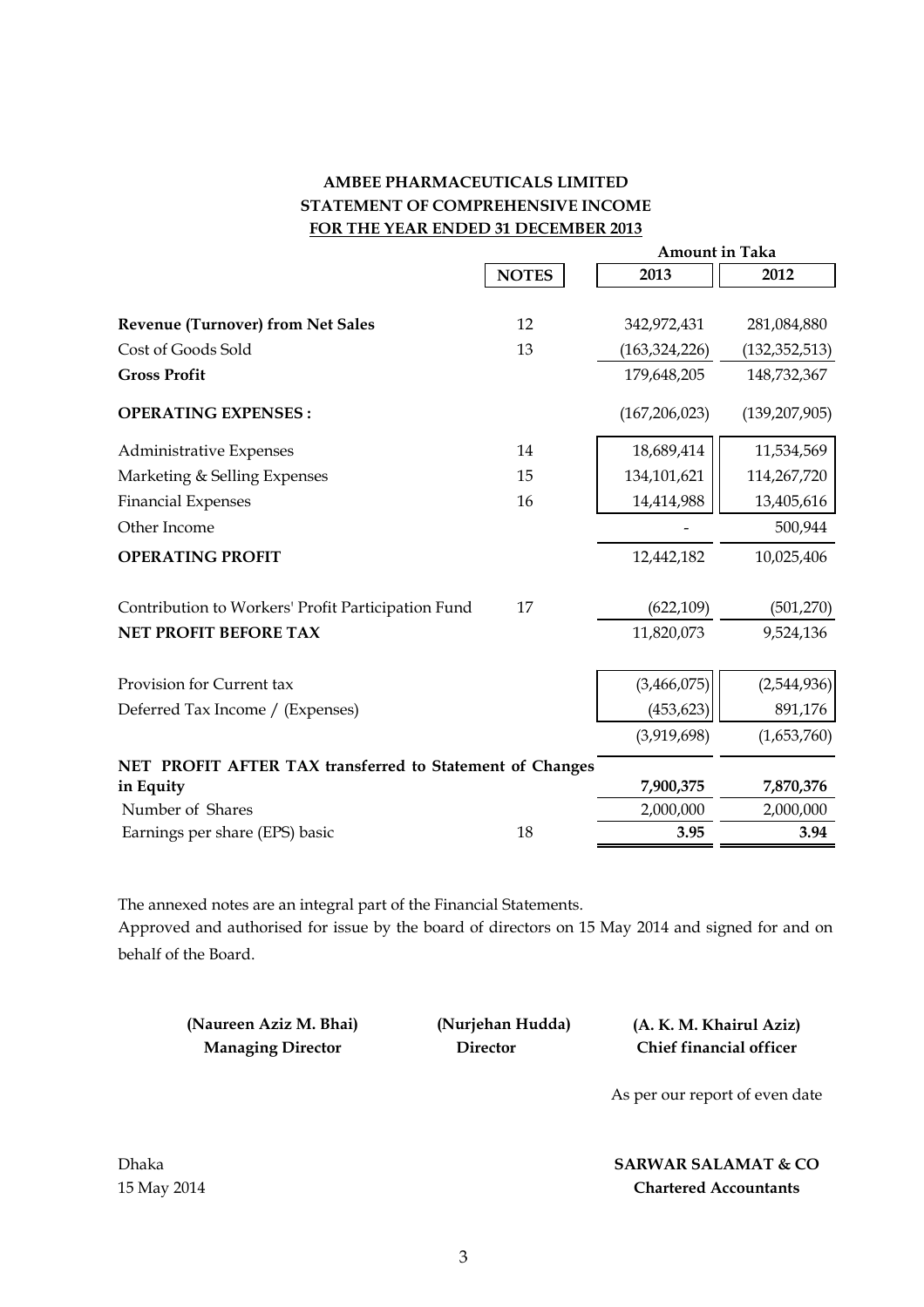# AMBEE PHARMACEUTICALS LIMITED

## STATEMENT OF COMPREHENSIVE INCOME

### FOR THE YEAR ENDED 31 DECEMBER 2013

| | NOTES | 2013 | 2012 |
|---|---|---|---|
| | | **Amount in Taka** | |
| **Revenue (Turnover) from Net Sales** | 12 | 342,972,431 | 281,084,880 |
| Cost of Goods Sold | 13 | (163,324,226) | (132,352,513) |
| **Gross Profit** | | 179,648,205 | 148,732,367 |
| **OPERATING EXPENSES :** | | (167,206,023) | (139,207,905) |
| Administrative Expenses | 14 | 18,689,414 | 11,534,569 |
| Marketing & Selling Expenses | 15 | 134,101,621 | 114,267,720 |
| Financial Expenses | 16 | 14,414,988 | 13,405,616 |
| Other Income | | - | 500,944 |
| **OPERATING PROFIT** | | 12,442,182 | 10,025,406 |
| Contribution to Workers' Profit Participation Fund | 17 | (622,109) | (501,270) |
| **NET PROFIT BEFORE TAX** | | 11,820,073 | 9,524,136 |
| Provision for Current tax | | (3,466,075) | (2,544,936) |
| Deferred Tax Income / (Expenses) | | (453,623) | 891,176 |
| | | (3,919,698) | (1,653,760) |
| **NET PROFIT AFTER TAX transferred to Statement of Changes in Equity** | | **7,900,375** | **7,870,376** |
| Number of Shares | | 2,000,000 | 2,000,000 |
| Earnings per share (EPS) basic | 18 | **3.95** | **3.94** |

The annexed notes are an integral part of the Financial Statements.

Approved and authorised for issue by the board of directors on 15 May 2014 and signed for and on behalf of the Board.

| | | |
|---|---|---|
| **(Naureen Aziz M. Bhai)** | **(Nurjehan Hudda)** | **(A. K. M. Khairul Aziz)** |
| **Managing Director** | **Director** | **Chief financial officer** |

As per our report of even date

Dhaka
15 May 2014

**SARWAR SALAMAT & CO**
**Chartered Accountants**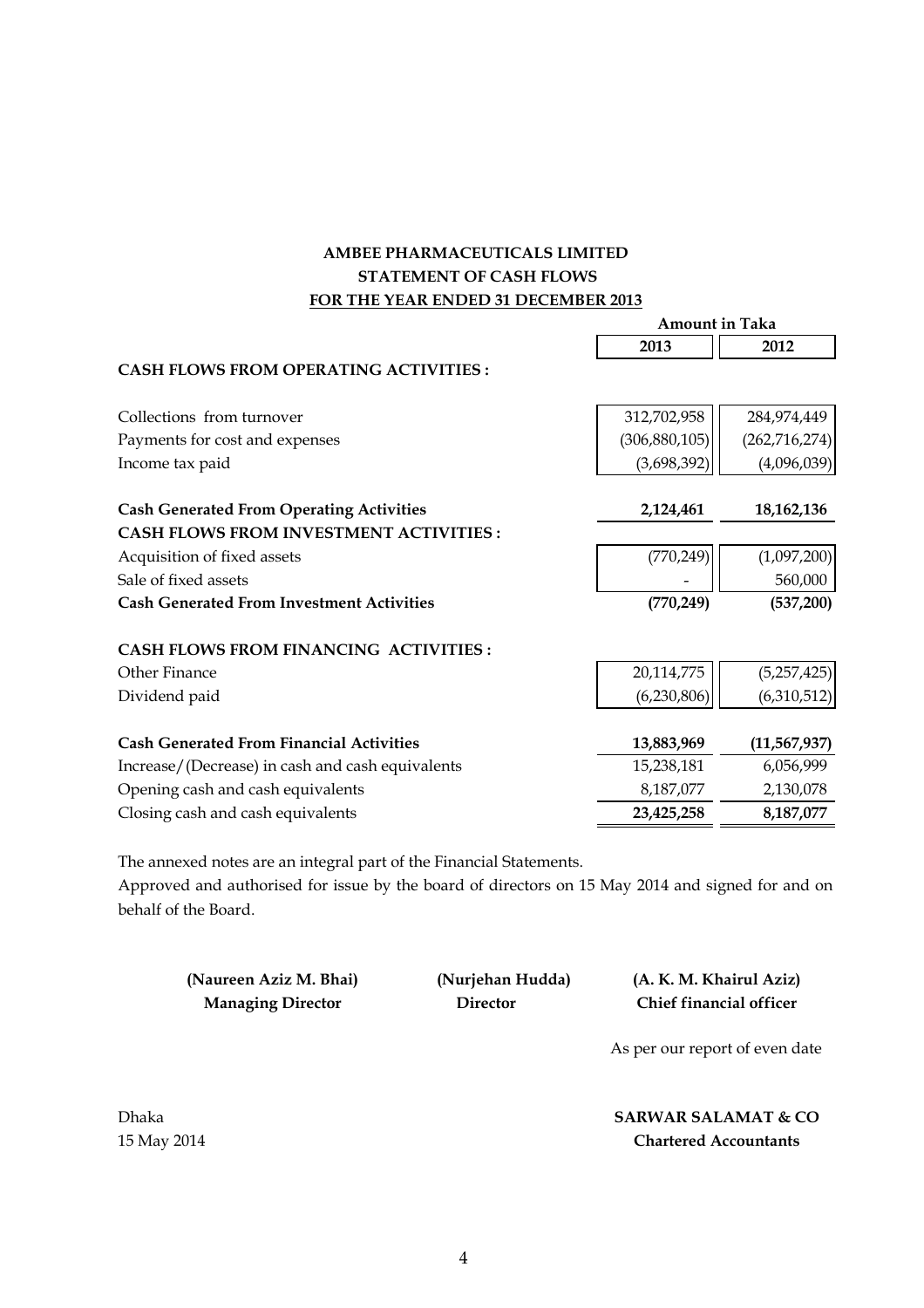# AMBEE PHARMACEUTICALS LIMITED

## STATEMENT OF CASH FLOWS

### FOR THE YEAR ENDED 31 DECEMBER 2013

| | Amount in Taka | |
|---|---|---|
| | **2013** | **2012** |
| **CASH FLOWS FROM OPERATING ACTIVITIES :** | | |
| Collections from turnover | 312,702,958 | 284,974,449 |
| Payments for cost and expenses | (306,880,105) | (262,716,274) |
| Income tax paid | (3,698,392) | (4,096,039) |
| **Cash Generated From Operating Activities** | **2,124,461** | **18,162,136** |
| **CASH FLOWS FROM INVESTMENT ACTIVITIES :** | | |
| Acquisition of fixed assets | (770,249) | (1,097,200) |
| Sale of fixed assets | - | 560,000 |
| **Cash Generated From Investment Activities** | **(770,249)** | **(537,200)** |
| **CASH FLOWS FROM FINANCING ACTIVITIES :** | | |
| Other Finance | 20,114,775 | (5,257,425) |
| Dividend paid | (6,230,806) | (6,310,512) |
| **Cash Generated From Financial Activities** | **13,883,969** | **(11,567,937)** |
| Increase/(Decrease) in cash and cash equivalents | 15,238,181 | 6,056,999 |
| Opening cash and cash equivalents | 8,187,077 | 2,130,078 |
| Closing cash and cash equivalents | **23,425,258** | **8,187,077** |

The annexed notes are an integral part of the Financial Statements.

Approved and authorised for issue by the board of directors on 15 May 2014 and signed for and on behalf of the Board.

| **(Naureen Aziz M. Bhai)** | **(Nurjehan Hudda)** | **(A. K. M. Khairul Aziz)** |
|---|---|---|
| **Managing Director** | **Director** | **Chief financial officer** |

As per our report of even date

Dhaka
15 May 2014

**SARWAR SALAMAT & CO**
**Chartered Accountants**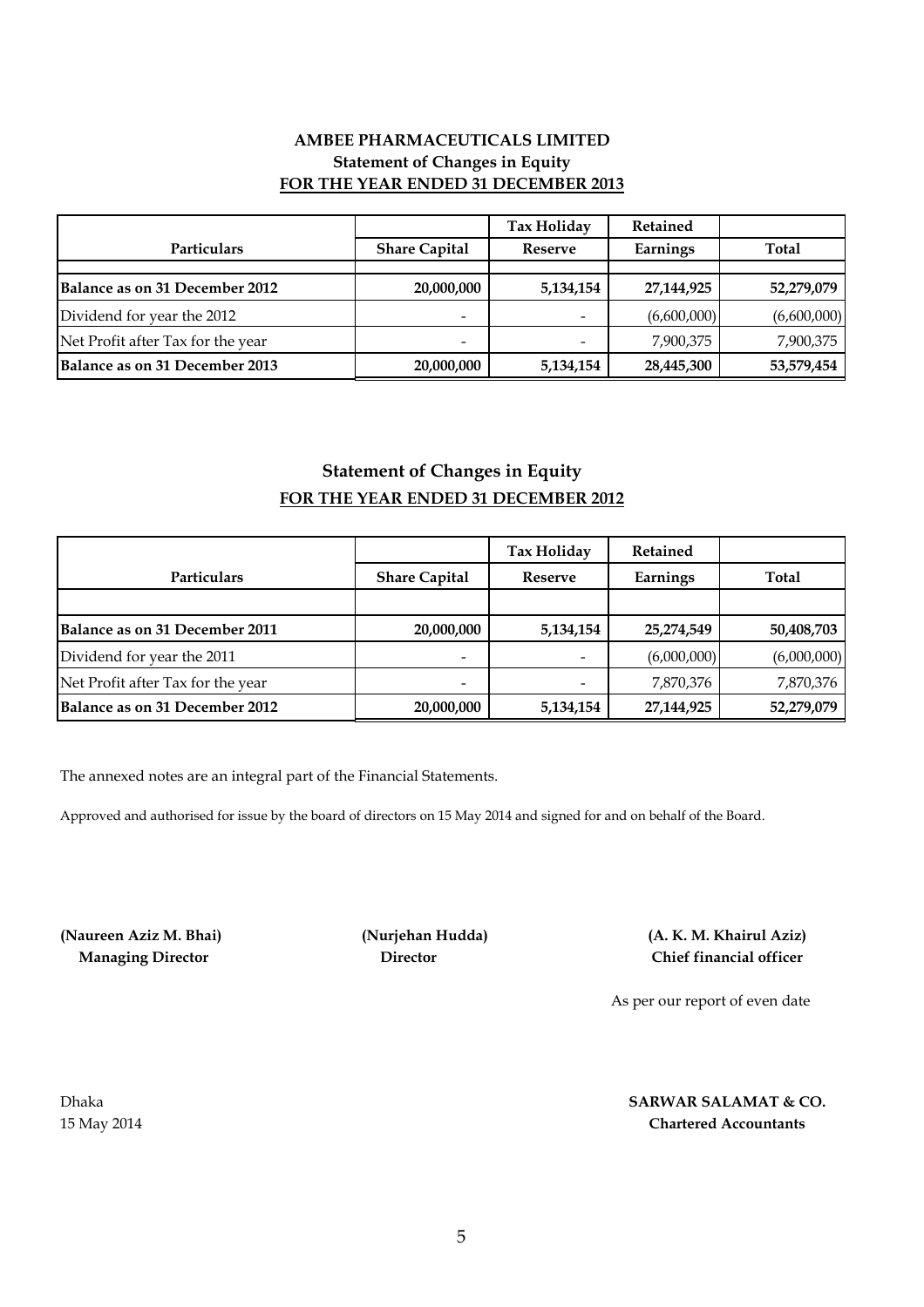# AMBEE PHARMACEUTICALS LIMITED

## Statement of Changes in Equity

**FOR THE YEAR ENDED 31 DECEMBER 2013**

| Particulars | Share Capital | Tax Holiday Reserve | Retained Earnings | Total |
|---|---|---|---|---|
| **Balance as on 31 December 2012** | **20,000,000** | **5,134,154** | **27,144,925** | **52,279,079** |
| Dividend for year the 2012 | - | - | (6,600,000) | (6,600,000) |
| Net Profit after Tax for the year | - | - | 7,900,375 | 7,900,375 |
| **Balance as on 31 December 2013** | **20,000,000** | **5,134,154** | **28,445,300** | **53,579,454** |

## Statement of Changes in Equity

**FOR THE YEAR ENDED 31 DECEMBER 2012**

| Particulars | Share Capital | Tax Holiday Reserve | Retained Earnings | Total |
|---|---|---|---|---|
| **Balance as on 31 December 2011** | **20,000,000** | **5,134,154** | **25,274,549** | **50,408,703** |
| Dividend for year the 2011 | - | - | (6,000,000) | (6,000,000) |
| Net Profit after Tax for the year | - | - | 7,870,376 | 7,870,376 |
| **Balance as on 31 December 2012** | **20,000,000** | **5,134,154** | **27,144,925** | **52,279,079** |

The annexed notes are an integral part of the Financial Statements.

Approved and authorised for issue by the board of directors on 15 May 2014 and signed for and on behalf of the Board.

**(Naureen Aziz M. Bhai)**
**Managing Director**

**(Nurjehan Hudda)**
**Director**

**(A. K. M. Khairul Aziz)**
**Chief financial officer**

As per our report of even date

Dhaka
15 May 2014

**SARWAR SALAMAT & CO.**
**Chartered Accountants**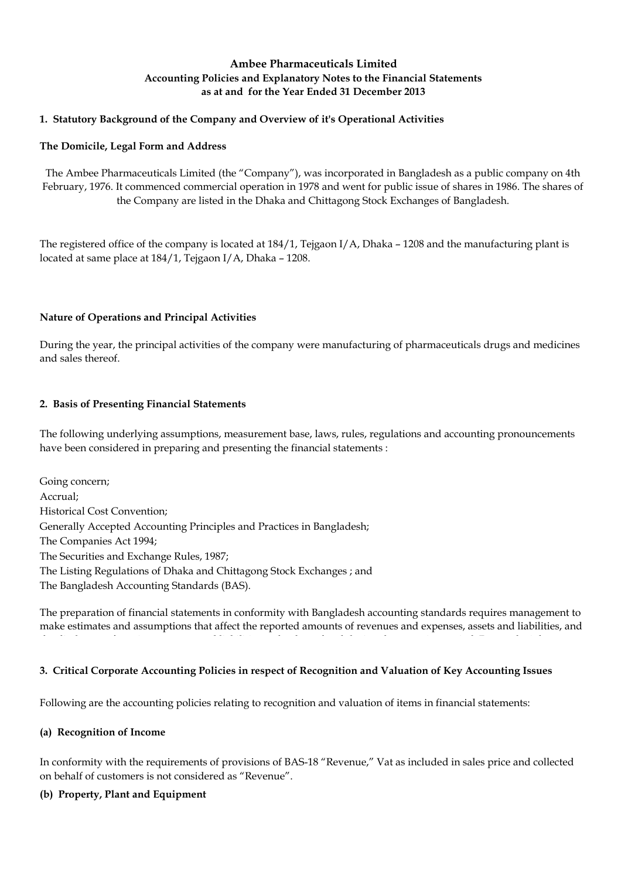# Ambee Pharmaceuticals Limited
## Accounting Policies and Explanatory Notes to the Financial Statements
## as at and for the Year Ended 31 December 2013

### 1. Statutory Background of the Company and Overview of it's Operational Activities

**The Domicile, Legal Form and Address**

The Ambee Pharmaceuticals Limited (the "Company"), was incorporated in Bangladesh as a public company on 4th February, 1976. It commenced commercial operation in 1978 and went for public issue of shares in 1986. The shares of the Company are listed in the Dhaka and Chittagong Stock Exchanges of Bangladesh.

The registered office of the company is located at 184/1, Tejgaon I/A, Dhaka – 1208 and the manufacturing plant is located at same place at 184/1, Tejgaon I/A, Dhaka – 1208.

**Nature of Operations and Principal Activities**

During the year, the principal activities of the company were manufacturing of pharmaceuticals drugs and medicines and sales thereof.

### 2. Basis of Presenting Financial Statements

The following underlying assumptions, measurement base, laws, rules, regulations and accounting pronouncements have been considered in preparing and presenting the financial statements :

Going concern;
Accrual;
Historical Cost Convention;
Generally Accepted Accounting Principles and Practices in Bangladesh;
The Companies Act 1994;
The Securities and Exchange Rules, 1987;
The Listing Regulations of Dhaka and Chittagong Stock Exchanges ; and
The Bangladesh Accounting Standards (BAS).

The preparation of financial statements in conformity with Bangladesh accounting standards requires management to make estimates and assumptions that affect the reported amounts of revenues and expenses, assets and liabilities, and

### 3. Critical Corporate Accounting Policies in respect of Recognition and Valuation of Key Accounting Issues

Following are the accounting policies relating to recognition and valuation of items in financial statements:

**(a) Recognition of Income**

In conformity with the requirements of provisions of BAS-18 "Revenue," Vat as included in sales price and collected on behalf of customers is not considered as "Revenue".

**(b) Property, Plant and Equipment**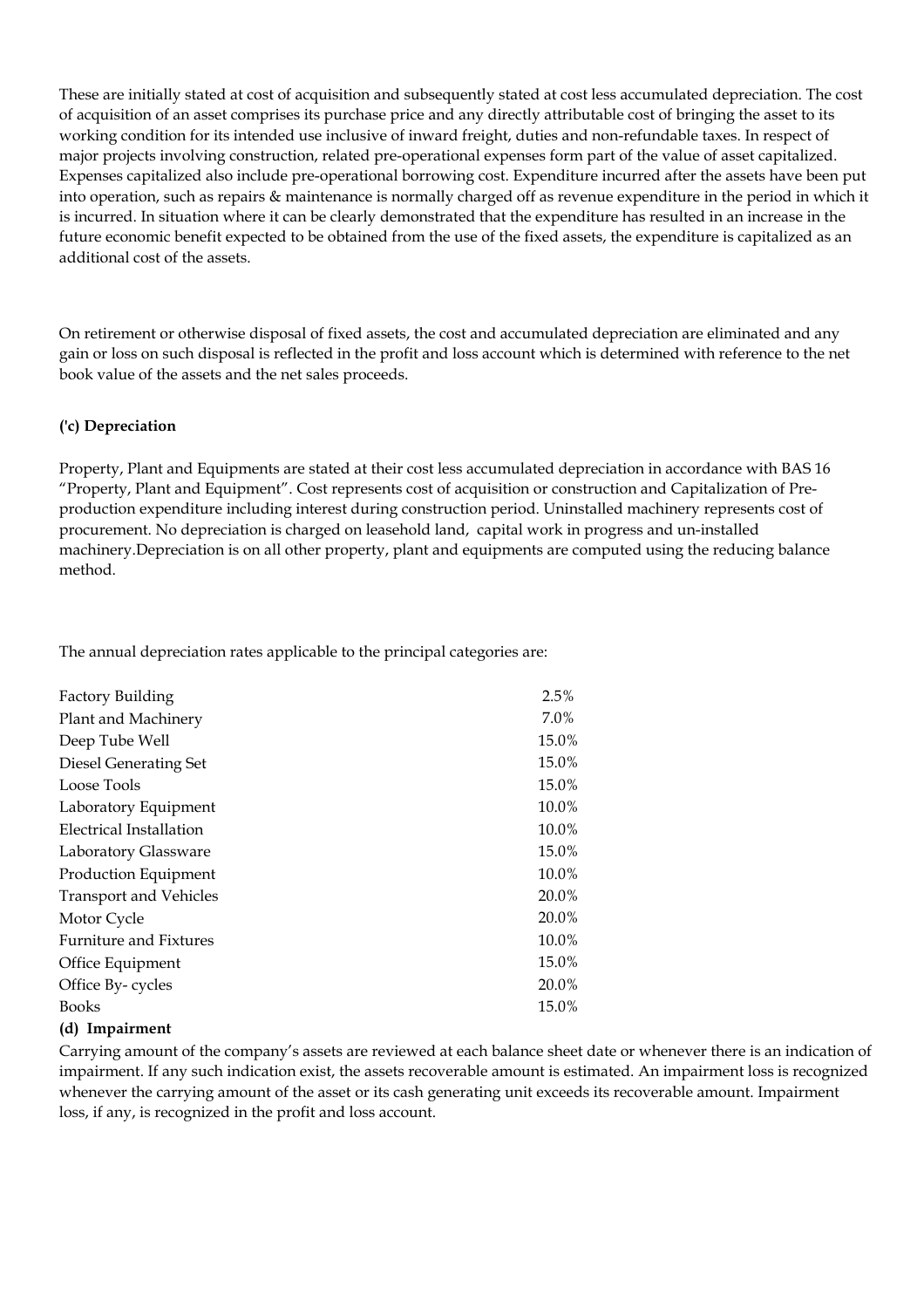These are initially stated at cost of acquisition and subsequently stated at cost less accumulated depreciation. The cost of acquisition of an asset comprises its purchase price and any directly attributable cost of bringing the asset to its working condition for its intended use inclusive of inward freight, duties and non-refundable taxes. In respect of major projects involving construction, related pre-operational expenses form part of the value of asset capitalized. Expenses capitalized also include pre-operational borrowing cost. Expenditure incurred after the assets have been put into operation, such as repairs & maintenance is normally charged off as revenue expenditure in the period in which it is incurred. In situation where it can be clearly demonstrated that the expenditure has resulted in an increase in the future economic benefit expected to be obtained from the use of the fixed assets, the expenditure is capitalized as an additional cost of the assets.

On retirement or otherwise disposal of fixed assets, the cost and accumulated depreciation are eliminated and any gain or loss on such disposal is reflected in the profit and loss account which is determined with reference to the net book value of the assets and the net sales proceeds.

**('c) Depreciation**

Property, Plant and Equipments are stated at their cost less accumulated depreciation in accordance with BAS 16 "Property, Plant and Equipment". Cost represents cost of acquisition or construction and Capitalization of Pre-production expenditure including interest during construction period. Uninstalled machinery represents cost of procurement. No depreciation is charged on leasehold land, capital work in progress and un-installed machinery.Depreciation is on all other property, plant and equipments are computed using the reducing balance method.

The annual depreciation rates applicable to the principal categories are:

| | |
|---|---|
| Factory Building | 2.5% |
| Plant and Machinery | 7.0% |
| Deep Tube Well | 15.0% |
| Diesel Generating Set | 15.0% |
| Loose Tools | 15.0% |
| Laboratory Equipment | 10.0% |
| Electrical Installation | 10.0% |
| Laboratory Glassware | 15.0% |
| Production Equipment | 10.0% |
| Transport and Vehicles | 20.0% |
| Motor Cycle | 20.0% |
| Furniture and Fixtures | 10.0% |
| Office Equipment | 15.0% |
| Office By- cycles | 20.0% |
| Books | 15.0% |

**(d) Impairment**

Carrying amount of the company's assets are reviewed at each balance sheet date or whenever there is an indication of impairment. If any such indication exist, the assets recoverable amount is estimated. An impairment loss is recognized whenever the carrying amount of the asset or its cash generating unit exceeds its recoverable amount. Impairment loss, if any, is recognized in the profit and loss account.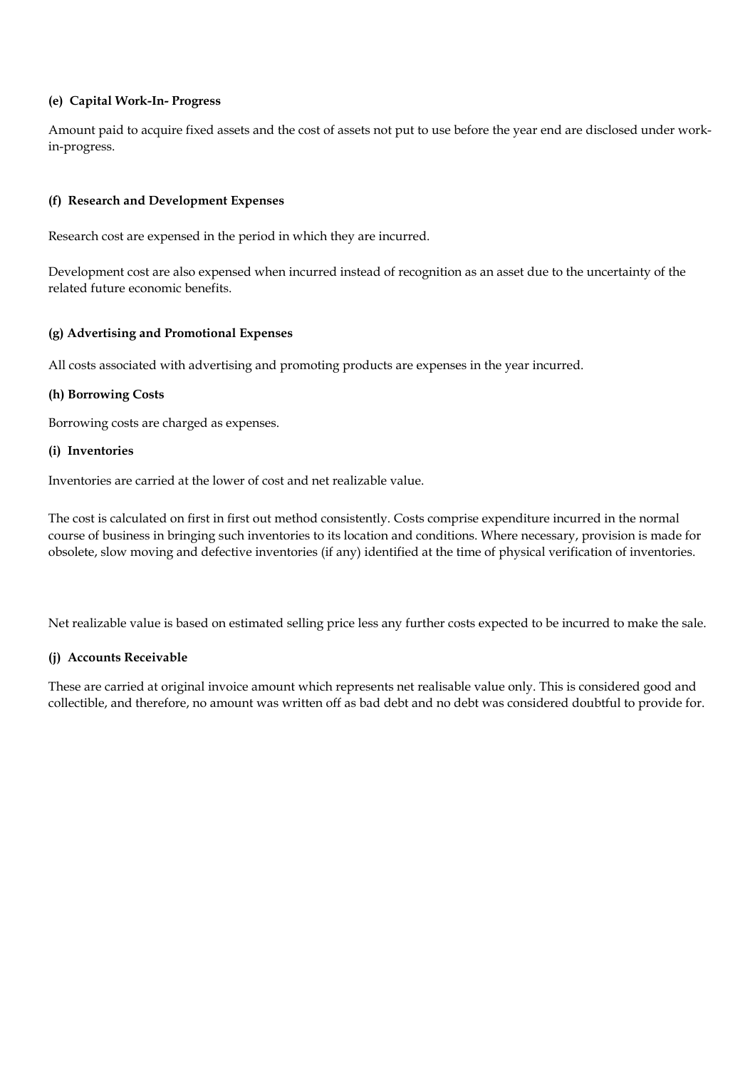**(e) Capital Work-In- Progress**

Amount paid to acquire fixed assets and the cost of assets not put to use before the year end are disclosed under work-in-progress.

**(f) Research and Development Expenses**

Research cost are expensed in the period in which they are incurred.

Development cost are also expensed when incurred instead of recognition as an asset due to the uncertainty of the related future economic benefits.

**(g) Advertising and Promotional Expenses**

All costs associated with advertising and promoting products are expenses in the year incurred.

**(h) Borrowing Costs**

Borrowing costs are charged as expenses.

**(i) Inventories**

Inventories are carried at the lower of cost and net realizable value.

The cost is calculated on first in first out method consistently. Costs comprise expenditure incurred in the normal course of business in bringing such inventories to its location and conditions. Where necessary, provision is made for obsolete, slow moving and defective inventories (if any) identified at the time of physical verification of inventories.

Net realizable value is based on estimated selling price less any further costs expected to be incurred to make the sale.

**(j) Accounts Receivable**

These are carried at original invoice amount which represents net realisable value only. This is considered good and collectible, and therefore, no amount was written off as bad debt and no debt was considered doubtful to provide for.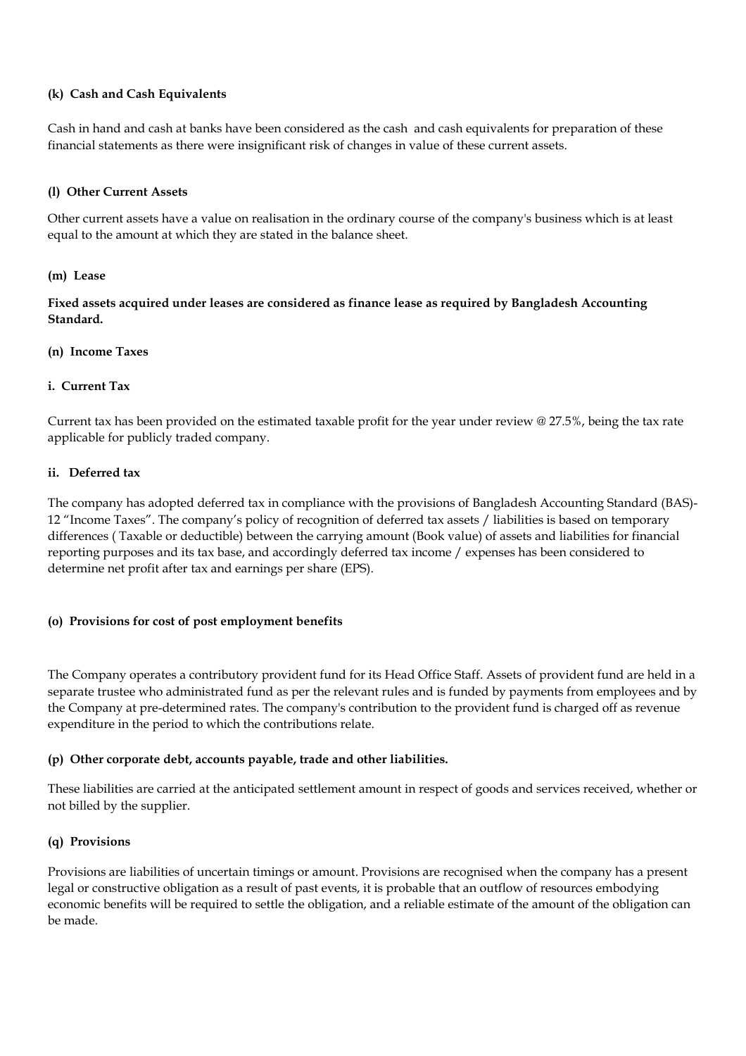#### (k) Cash and Cash Equivalents

Cash in hand and cash at banks have been considered as the cash and cash equivalents for preparation of these financial statements as there were insignificant risk of changes in value of these current assets.

#### (l) Other Current Assets

Other current assets have a value on realisation in the ordinary course of the company's business which is at least equal to the amount at which they are stated in the balance sheet.

#### (m) Lease

**Fixed assets acquired under leases are considered as finance lease as required by Bangladesh Accounting Standard.**

#### (n) Income Taxes

**i. Current Tax**

Current tax has been provided on the estimated taxable profit for the year under review @ 27.5%, being the tax rate applicable for publicly traded company.

**ii. Deferred tax**

The company has adopted deferred tax in compliance with the provisions of Bangladesh Accounting Standard (BAS)-12 "Income Taxes". The company's policy of recognition of deferred tax assets / liabilities is based on temporary differences ( Taxable or deductible) between the carrying amount (Book value) of assets and liabilities for financial reporting purposes and its tax base, and accordingly deferred tax income / expenses has been considered to determine net profit after tax and earnings per share (EPS).

#### (o) Provisions for cost of post employment benefits

The Company operates a contributory provident fund for its Head Office Staff. Assets of provident fund are held in a separate trustee who administrated fund as per the relevant rules and is funded by payments from employees and by the Company at pre-determined rates. The company's contribution to the provident fund is charged off as revenue expenditure in the period to which the contributions relate.

#### (p) Other corporate debt, accounts payable, trade and other liabilities.

These liabilities are carried at the anticipated settlement amount in respect of goods and services received, whether or not billed by the supplier.

#### (q) Provisions

Provisions are liabilities of uncertain timings or amount. Provisions are recognised when the company has a present legal or constructive obligation as a result of past events, it is probable that an outflow of resources embodying economic benefits will be required to settle the obligation, and a reliable estimate of the amount of the obligation can be made.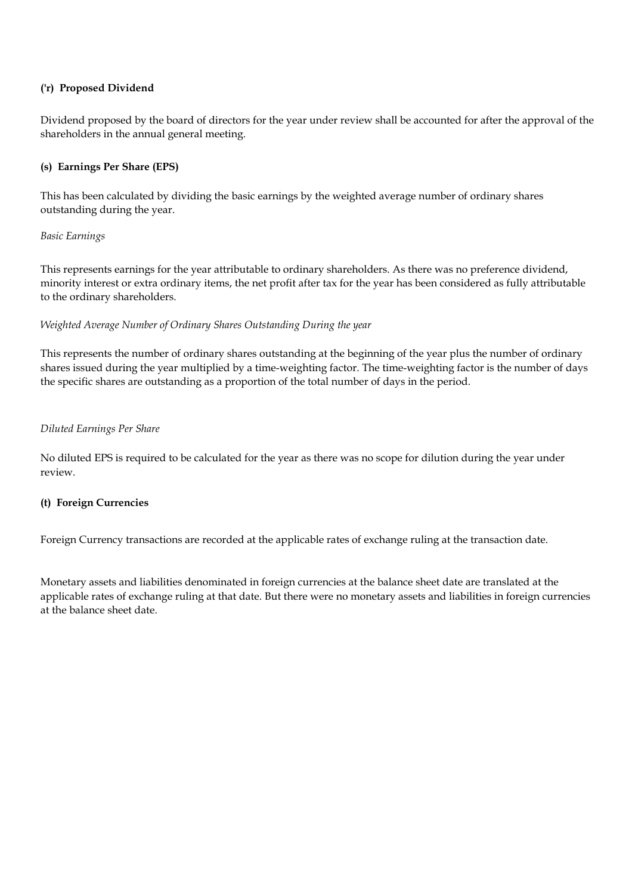**('r) Proposed Dividend**

Dividend proposed by the board of directors for the year under review shall be accounted for after the approval of the shareholders in the annual general meeting.

**(s) Earnings Per Share (EPS)**

This has been calculated by dividing the basic earnings by the weighted average number of ordinary shares outstanding during the year.

*Basic Earnings*

This represents earnings for the year attributable to ordinary shareholders. As there was no preference dividend, minority interest or extra ordinary items, the net profit after tax for the year has been considered as fully attributable to the ordinary shareholders.

*Weighted Average Number of Ordinary Shares Outstanding During the year*

This represents the number of ordinary shares outstanding at the beginning of the year plus the number of ordinary shares issued during the year multiplied by a time-weighting factor. The time-weighting factor is the number of days the specific shares are outstanding as a proportion of the total number of days in the period.

*Diluted Earnings Per Share*

No diluted EPS is required to be calculated for the year as there was no scope for dilution during the year under review.

**(t) Foreign Currencies**

Foreign Currency transactions are recorded at the applicable rates of exchange ruling at the transaction date.

Monetary assets and liabilities denominated in foreign currencies at the balance sheet date are translated at the applicable rates of exchange ruling at that date. But there were no monetary assets and liabilities in foreign currencies at the balance sheet date.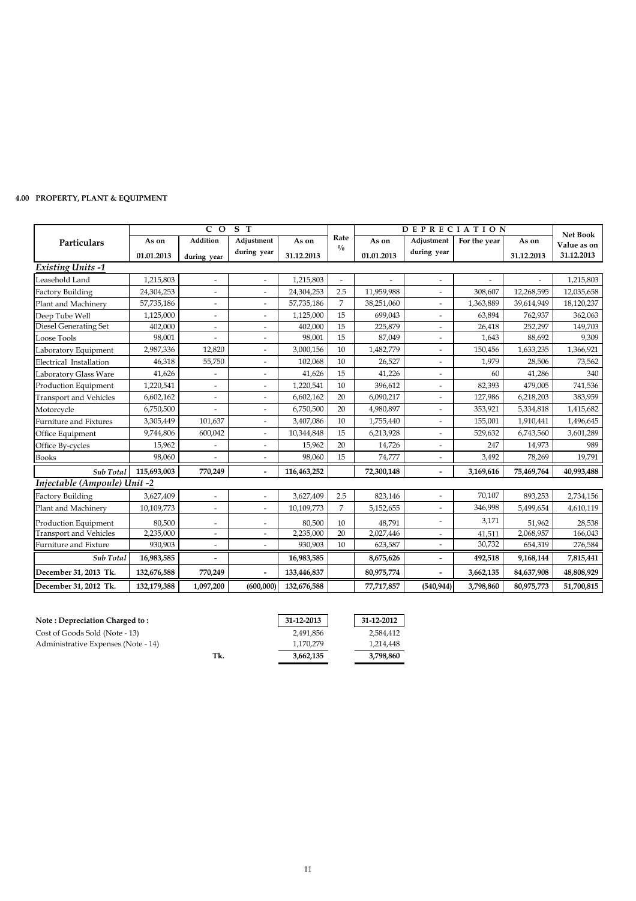#### 4.00 PROPERTY, PLANT & EQUIPMENT

| Particulars | COST | | | | Rate % | DEPRECIATION | | | | Net Book Value as on 31.12.2013 |
|---|---|---|---|---|---|---|---|---|---|---|
| | As on 01.01.2013 | Addition during year | Adjustment during year | As on 31.12.2013 | | As on 01.01.2013 | Adjustment during year | For the year | As on 31.12.2013 | |
| ***Existing Units -1*** | | | | | | | | | | |
| Leasehold Land | 1,215,803 | - | - | 1,215,803 | - | - | - | - | - | 1,215,803 |
| Factory Building | 24,304,253 | - | - | 24,304,253 | 2.5 | 11,959,988 | - | 308,607 | 12,268,595 | 12,035,658 |
| Plant and Machinery | 57,735,186 | - | - | 57,735,186 | 7 | 38,251,060 | - | 1,363,889 | 39,614,949 | 18,120,237 |
| Deep Tube Well | 1,125,000 | - | - | 1,125,000 | 15 | 699,043 | - | 63,894 | 762,937 | 362,063 |
| Diesel Generating Set | 402,000 | - | - | 402,000 | 15 | 225,879 | - | 26,418 | 252,297 | 149,703 |
| Loose Tools | 98,001 | - | - | 98,001 | 15 | 87,049 | - | 1,643 | 88,692 | 9,309 |
| Laboratory Equipment | 2,987,336 | 12,820 | - | 3,000,156 | 10 | 1,482,779 | - | 150,456 | 1,633,235 | 1,366,921 |
| Electrical Installation | 46,318 | 55,750 | - | 102,068 | 10 | 26,527 | - | 1,979 | 28,506 | 73,562 |
| Laboratory Glass Ware | 41,626 | - | - | 41,626 | 15 | 41,226 | - | 60 | 41,286 | 340 |
| Production Equipment | 1,220,541 | - | - | 1,220,541 | 10 | 396,612 | - | 82,393 | 479,005 | 741,536 |
| Transport and Vehicles | 6,602,162 | - | - | 6,602,162 | 20 | 6,090,217 | - | 127,986 | 6,218,203 | 383,959 |
| Motorcycle | 6,750,500 | - | - | 6,750,500 | 20 | 4,980,897 | - | 353,921 | 5,334,818 | 1,415,682 |
| Furniture and Fixtures | 3,305,449 | 101,637 | - | 3,407,086 | 10 | 1,755,440 | - | 155,001 | 1,910,441 | 1,496,645 |
| Office Equipment | 9,744,806 | 600,042 | - | 10,344,848 | 15 | 6,213,928 | - | 529,632 | 6,743,560 | 3,601,289 |
| Office By-cycles | 15,962 | - | - | 15,962 | 20 | 14,726 | - | 247 | 14,973 | 989 |
| Books | 98,060 | - | - | 98,060 | 15 | 74,777 | - | 3,492 | 78,269 | 19,791 |
| ***Sub Total*** | **115,693,003** | **770,249** | **-** | **116,463,252** | | **72,300,148** | **-** | **3,169,616** | **75,469,764** | **40,993,488** |
| ***Injectable (Ampoule) Unit -2*** | | | | | | | | | | |
| Factory Building | 3,627,409 | - | - | 3,627,409 | 2.5 | 823,146 | - | 70,107 | 893,253 | 2,734,156 |
| Plant and Machinery | 10,109,773 | - | - | 10,109,773 | 7 | 5,152,655 | - | 346,998 | 5,499,654 | 4,610,119 |
| Production Equipment | 80,500 | - | - | 80,500 | 10 | 48,791 | - | 3,171 | 51,962 | 28,538 |
| Transport and Vehicles | 2,235,000 | - | - | 2,235,000 | 20 | 2,027,446 | - | 41,511 | 2,068,957 | 166,043 |
| Furniture and Fixture | 930,903 | - | - | 930,903 | 10 | 623,587 | - | 30,732 | 654,319 | 276,584 |
| ***Sub Total*** | **16,983,585** | **-** | | **16,983,585** | | **8,675,626** | **-** | **492,518** | **9,168,144** | **7,815,441** |
| **December 31, 2013 Tk.** | **132,676,588** | **770,249** | **-** | **133,446,837** | | **80,975,774** | **-** | **3,662,135** | **84,637,908** | **48,808,929** |
| **December 31, 2012 Tk.** | **132,179,388** | **1,097,200** | **(600,000)** | **132,676,588** | | **77,717,857** | **(540,944)** | **3,798,860** | **80,975,773** | **51,700,815** |

| **Note : Depreciation Charged to :** | | **31-12-2013** | **31-12-2012** |
|---|---|---|---|
| Cost of Goods Sold (Note - 13) | | 2,491,856 | 2,584,412 |
| Administrative Expenses (Note - 14) | | 1,170,279 | 1,214,448 |
| | **Tk.** | **3,662,135** | **3,798,860** |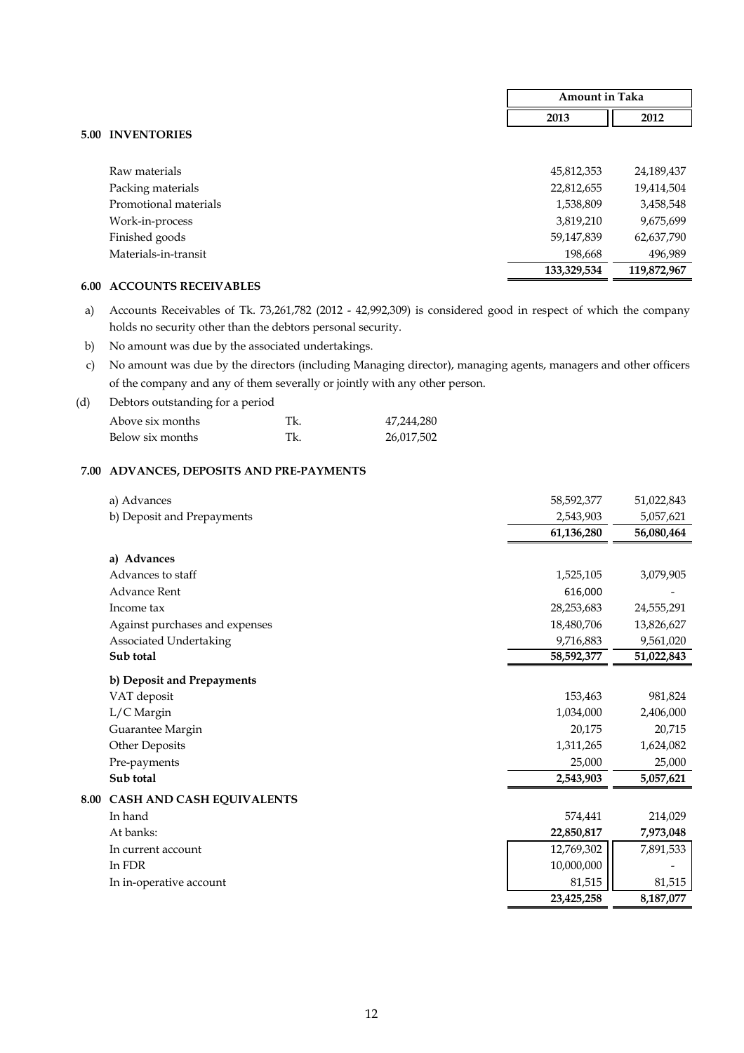| | Amount in Taka | |
|---|---|---|
| | **2013** | **2012** |

## 5.00 INVENTORIES

| | 2013 | 2012 |
|---|---|---|
| Raw materials | 45,812,353 | 24,189,437 |
| Packing materials | 22,812,655 | 19,414,504 |
| Promotional materials | 1,538,809 | 3,458,548 |
| Work-in-process | 3,819,210 | 9,675,699 |
| Finished goods | 59,147,839 | 62,637,790 |
| Materials-in-transit | 198,668 | 496,989 |
| | **133,329,534** | **119,872,967** |

## 6.00 ACCOUNTS RECEIVABLES

a) Accounts Receivables of Tk. 73,261,782 (2012 - 42,992,309) is considered good in respect of which the company holds no security other than the debtors personal security.

b) No amount was due by the associated undertakings.

c) No amount was due by the directors (including Managing director), managing agents, managers and other officers of the company and any of them severally or jointly with any other person.

(d) Debtors outstanding for a period

| | | |
|---|---|---|
| Above six months | Tk. | 47,244,280 |
| Below six months | Tk. | 26,017,502 |

## 7.00 ADVANCES, DEPOSITS AND PRE-PAYMENTS

| | 2013 | 2012 |
|---|---|---|
| a) Advances | 58,592,377 | 51,022,843 |
| b) Deposit and Prepayments | 2,543,903 | 5,057,621 |
| | **61,136,280** | **56,080,464** |
| **a) Advances** | | |
| Advances to staff | 1,525,105 | 3,079,905 |
| Advance Rent | 616,000 | - |
| Income tax | 28,253,683 | 24,555,291 |
| Against purchases and expenses | 18,480,706 | 13,826,627 |
| Associated Undertaking | 9,716,883 | 9,561,020 |
| **Sub total** | **58,592,377** | **51,022,843** |
| **b) Deposit and Prepayments** | | |
| VAT deposit | 153,463 | 981,824 |
| L/C Margin | 1,034,000 | 2,406,000 |
| Guarantee Margin | 20,175 | 20,715 |
| Other Deposits | 1,311,265 | 1,624,082 |
| Pre-payments | 25,000 | 25,000 |
| **Sub total** | **2,543,903** | **5,057,621** |

## 8.00 CASH AND CASH EQUIVALENTS

| | 2013 | 2012 |
|---|---|---|
| In hand | 574,441 | 214,029 |
| At banks: | **22,850,817** | **7,973,048** |
| In current account | 12,769,302 | 7,891,533 |
| In FDR | 10,000,000 | - |
| In in-operative account | 81,515 | 81,515 |
| | **23,425,258** | **8,187,077** |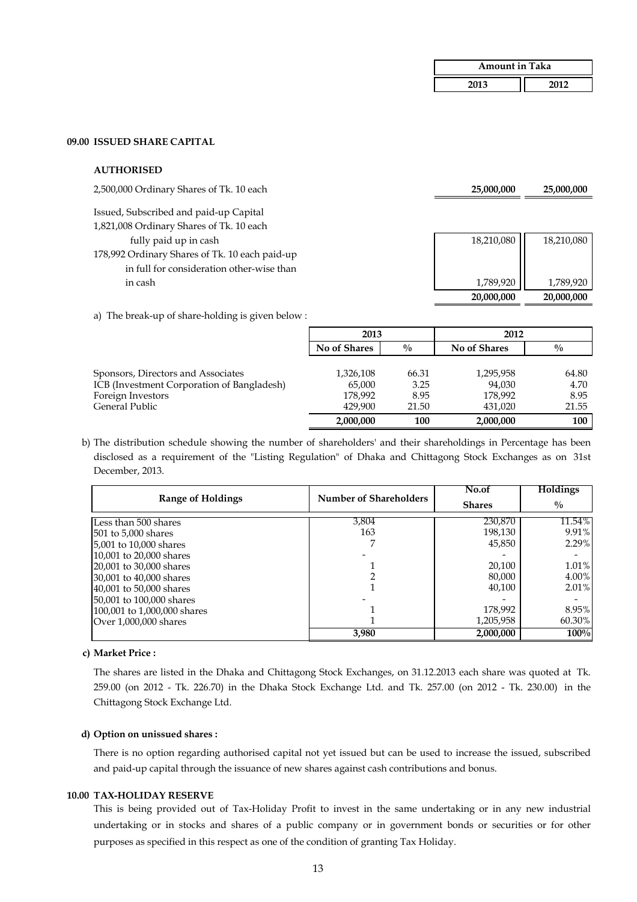| | Amount in Taka | |
|---|---|---|
| | **2013** | **2012** |

## 09.00 ISSUED SHARE CAPITAL

**AUTHORISED**

| | 2013 | 2012 |
|---|---|---|
| 2,500,000 Ordinary Shares of Tk. 10 each | **25,000,000** | **25,000,000** |
| Issued, Subscribed and paid-up Capital | | |
| 1,821,008 Ordinary Shares of Tk. 10 each fully paid up in cash | 18,210,080 | 18,210,080 |
| 178,992 Ordinary Shares of Tk. 10 each paid-up in full for consideration other-wise than in cash | 1,789,920 | 1,789,920 |
| | **20,000,000** | **20,000,000** |

a) The break-up of share-holding is given below :

| | 2013 | | 2012 | |
|---|---|---|---|---|
| | **No of Shares** | **%** | **No of Shares** | **%** |
| Sponsors, Directors and Associates | 1,326,108 | 66.31 | 1,295,958 | 64.80 |
| ICB (Investment Corporation of Bangladesh) | 65,000 | 3.25 | 94,030 | 4.70 |
| Foreign Investors | 178,992 | 8.95 | 178,992 | 8.95 |
| General Public | 429,900 | 21.50 | 431,020 | 21.55 |
| | **2,000,000** | **100** | **2,000,000** | **100** |

b) The distribution schedule showing the number of shareholders' and their shareholdings in Percentage has been disclosed as a requirement of the "Listing Regulation" of Dhaka and Chittagong Stock Exchanges as on 31st December, 2013.

| Range of Holdings | Number of Shareholders | No.of Shares | Holdings % |
|---|---|---|---|
| Less than 500 shares | 3,804 | 230,870 | 11.54% |
| 501 to 5,000 shares | 163 | 198,130 | 9.91% |
| 5,001 to 10,000 shares | 7 | 45,850 | 2.29% |
| 10,001 to 20,000 shares | - | - | - |
| 20,001 to 30,000 shares | 1 | 20,100 | 1.01% |
| 30,001 to 40,000 shares | 2 | 80,000 | 4.00% |
| 40,001 to 50,000 shares | 1 | 40,100 | 2.01% |
| 50,001 to 100,000 shares | - | - | - |
| 100,001 to 1,000,000 shares | 1 | 178,992 | 8.95% |
| Over 1,000,000 shares | 1 | 1,205,958 | 60.30% |
| | **3,980** | **2,000,000** | **100%** |

**c) Market Price :**

The shares are listed in the Dhaka and Chittagong Stock Exchanges, on 31.12.2013 each share was quoted at Tk. 259.00 (on 2012 - Tk. 226.70) in the Dhaka Stock Exchange Ltd. and Tk. 257.00 (on 2012 - Tk. 230.00) in the Chittagong Stock Exchange Ltd.

**d) Option on unissued shares :**

There is no option regarding authorised capital not yet issued but can be used to increase the issued, subscribed and paid-up capital through the issuance of new shares against cash contributions and bonus.

## 10.00 TAX-HOLIDAY RESERVE

This is being provided out of Tax-Holiday Profit to invest in the same undertaking or in any new industrial undertaking or in stocks and shares of a public company or in government bonds or securities or for other purposes as specified in this respect as one of the condition of granting Tax Holiday.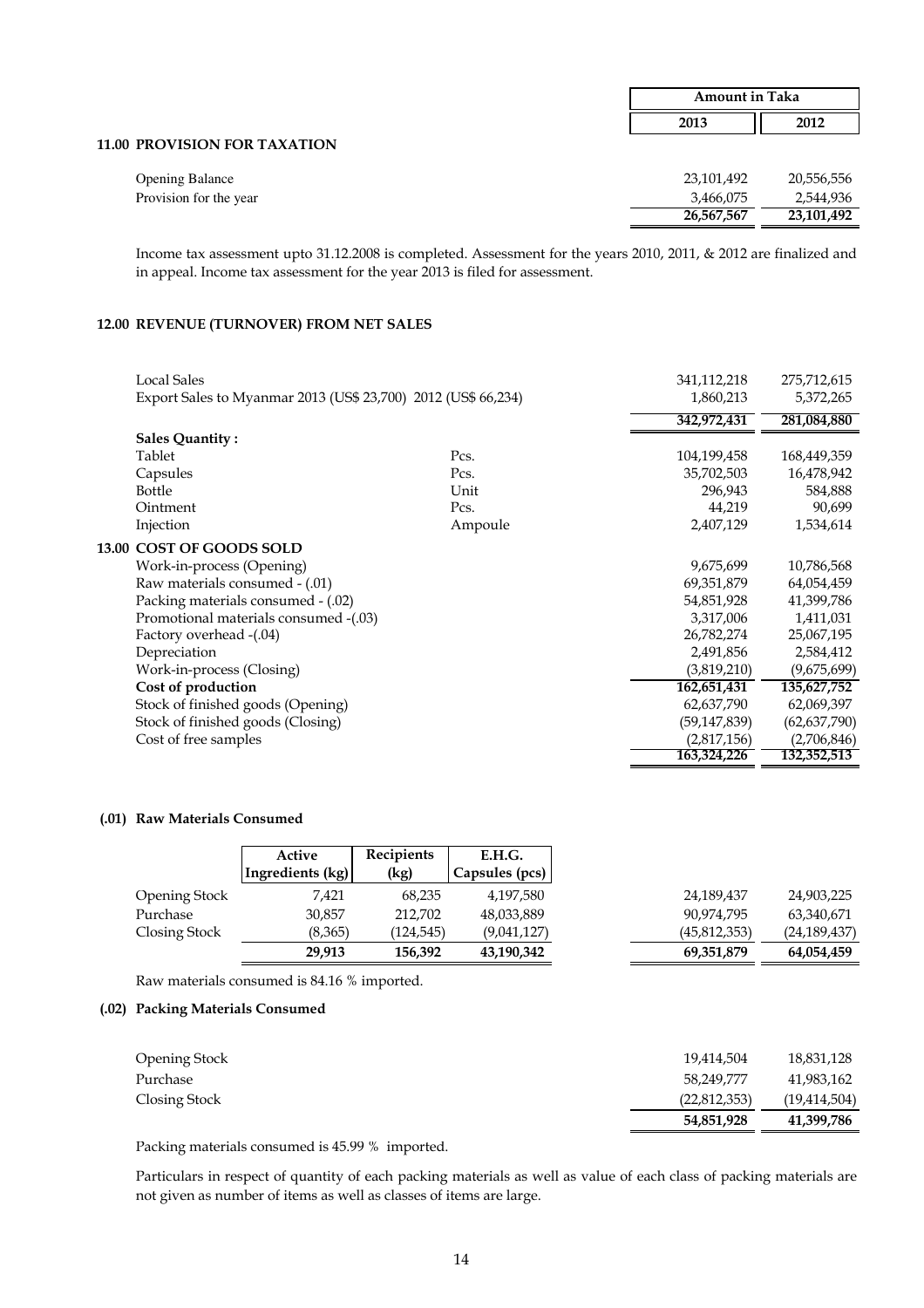| | Amount in Taka | |
|---|---|---|
| | 2013 | 2012 |

## 11.00 PROVISION FOR TAXATION

| | 2013 | 2012 |
|---|---|---|
| Opening Balance | 23,101,492 | 20,556,556 |
| Provision for the year | 3,466,075 | 2,544,936 |
| | **26,567,567** | **23,101,492** |

Income tax assessment upto 31.12.2008 is completed. Assessment for the years 2010, 2011, & 2012 are finalized and in appeal. Income tax assessment for the year 2013 is filed for assessment.

## 12.00 REVENUE (TURNOVER) FROM NET SALES

| | | 2013 | 2012 |
|---|---|---|---|
| Local Sales | | 341,112,218 | 275,712,615 |
| Export Sales to Myanmar 2013 (US$ 23,700) 2012 (US$ 66,234) | | 1,860,213 | 5,372,265 |
| | | **342,972,431** | **281,084,880** |
| **Sales Quantity :** | | | |
| Tablet | Pcs. | 104,199,458 | 168,449,359 |
| Capsules | Pcs. | 35,702,503 | 16,478,942 |
| Bottle | Unit | 296,943 | 584,888 |
| Ointment | Pcs. | 44,219 | 90,699 |
| Injection | Ampoule | 2,407,129 | 1,534,614 |

## 13.00 COST OF GOODS SOLD

| | 2013 | 2012 |
|---|---|---|
| Work-in-process (Opening) | 9,675,699 | 10,786,568 |
| Raw materials consumed - (.01) | 69,351,879 | 64,054,459 |
| Packing materials consumed - (.02) | 54,851,928 | 41,399,786 |
| Promotional materials consumed -(.03) | 3,317,006 | 1,411,031 |
| Factory overhead -(.04) | 26,782,274 | 25,067,195 |
| Depreciation | 2,491,856 | 2,584,412 |
| Work-in-process (Closing) | (3,819,210) | (9,675,699) |
| **Cost of production** | **162,651,431** | **135,627,752** |
| Stock of finished goods (Opening) | 62,637,790 | 62,069,397 |
| Stock of finished goods (Closing) | (59,147,839) | (62,637,790) |
| Cost of free samples | (2,817,156) | (2,706,846) |
| | **163,324,226** | **132,352,513** |

### (.01) Raw Materials Consumed

| | Active Ingredients (kg) | Recipients (kg) | E.H.G. Capsules (pcs) | 2013 | 2012 |
|---|---|---|---|---|---|
| Opening Stock | 7,421 | 68,235 | 4,197,580 | 24,189,437 | 24,903,225 |
| Purchase | 30,857 | 212,702 | 48,033,889 | 90,974,795 | 63,340,671 |
| Closing Stock | (8,365) | (124,545) | (9,041,127) | (45,812,353) | (24,189,437) |
| | **29,913** | **156,392** | **43,190,342** | **69,351,879** | **64,054,459** |

Raw materials consumed is 84.16 % imported.

### (.02) Packing Materials Consumed

| | 2013 | 2012 |
|---|---|---|
| Opening Stock | 19,414,504 | 18,831,128 |
| Purchase | 58,249,777 | 41,983,162 |
| Closing Stock | (22,812,353) | (19,414,504) |
| | **54,851,928** | **41,399,786** |

Packing materials consumed is 45.99 % imported.

Particulars in respect of quantity of each packing materials as well as value of each class of packing materials are not given as number of items as well as classes of items are large.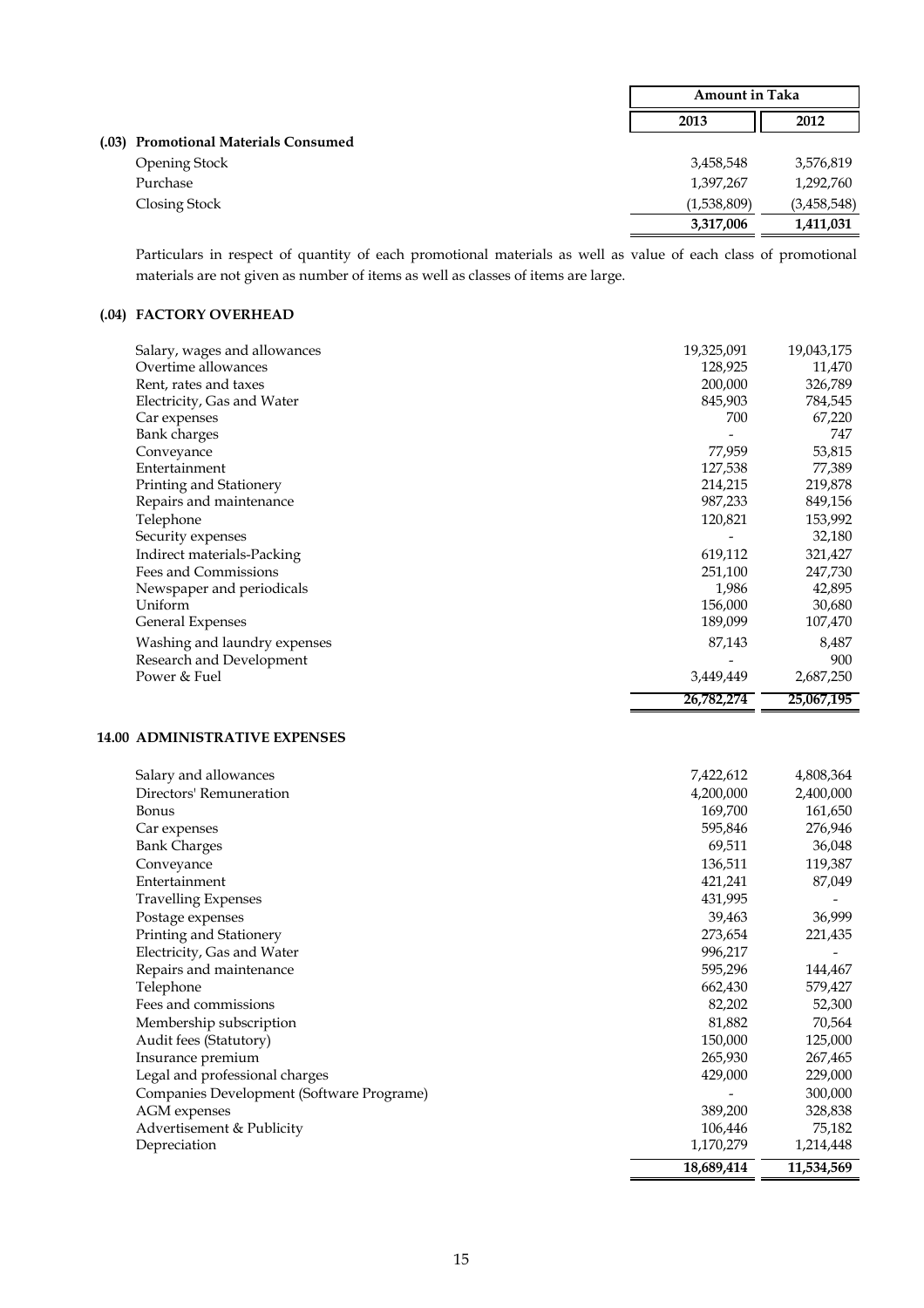| | Amount in Taka | |
|---|---|---|
| | 2013 | 2012 |
| **(.03) Promotional Materials Consumed** | | |
| Opening Stock | 3,458,548 | 3,576,819 |
| Purchase | 1,397,267 | 1,292,760 |
| Closing Stock | (1,538,809) | (3,458,548) |
| | **3,317,006** | **1,411,031** |

Particulars in respect of quantity of each promotional materials as well as value of each class of promotional materials are not given as number of items as well as classes of items are large.

### (.04) FACTORY OVERHEAD

| | 2013 | 2012 |
|---|---|---|
| Salary, wages and allowances | 19,325,091 | 19,043,175 |
| Overtime allowances | 128,925 | 11,470 |
| Rent, rates and taxes | 200,000 | 326,789 |
| Electricity, Gas and Water | 845,903 | 784,545 |
| Car expenses | 700 | 67,220 |
| Bank charges | - | 747 |
| Conveyance | 77,959 | 53,815 |
| Entertainment | 127,538 | 77,389 |
| Printing and Stationery | 214,215 | 219,878 |
| Repairs and maintenance | 987,233 | 849,156 |
| Telephone | 120,821 | 153,992 |
| Security expenses | - | 32,180 |
| Indirect materials-Packing | 619,112 | 321,427 |
| Fees and Commissions | 251,100 | 247,730 |
| Newspaper and periodicals | 1,986 | 42,895 |
| Uniform | 156,000 | 30,680 |
| General Expenses | 189,099 | 107,470 |
| Washing and laundry expenses | 87,143 | 8,487 |
| Research and Development | - | 900 |
| Power & Fuel | 3,449,449 | 2,687,250 |
| | **26,782,274** | **25,067,195** |

## 14.00 ADMINISTRATIVE EXPENSES

| | 2013 | 2012 |
|---|---|---|
| Salary and allowances | 7,422,612 | 4,808,364 |
| Directors' Remuneration | 4,200,000 | 2,400,000 |
| Bonus | 169,700 | 161,650 |
| Car expenses | 595,846 | 276,946 |
| Bank Charges | 69,511 | 36,048 |
| Conveyance | 136,511 | 119,387 |
| Entertainment | 421,241 | 87,049 |
| Travelling Expenses | 431,995 | - |
| Postage expenses | 39,463 | 36,999 |
| Printing and Stationery | 273,654 | 221,435 |
| Electricity, Gas and Water | 996,217 | - |
| Repairs and maintenance | 595,296 | 144,467 |
| Telephone | 662,430 | 579,427 |
| Fees and commissions | 82,202 | 52,300 |
| Membership subscription | 81,882 | 70,564 |
| Audit fees (Statutory) | 150,000 | 125,000 |
| Insurance premium | 265,930 | 267,465 |
| Legal and professional charges | 429,000 | 229,000 |
| Companies Development (Software Programe) | - | 300,000 |
| AGM expenses | 389,200 | 328,838 |
| Advertisement & Publicity | 106,446 | 75,182 |
| Depreciation | 1,170,279 | 1,214,448 |
| | **18,689,414** | **11,534,569** |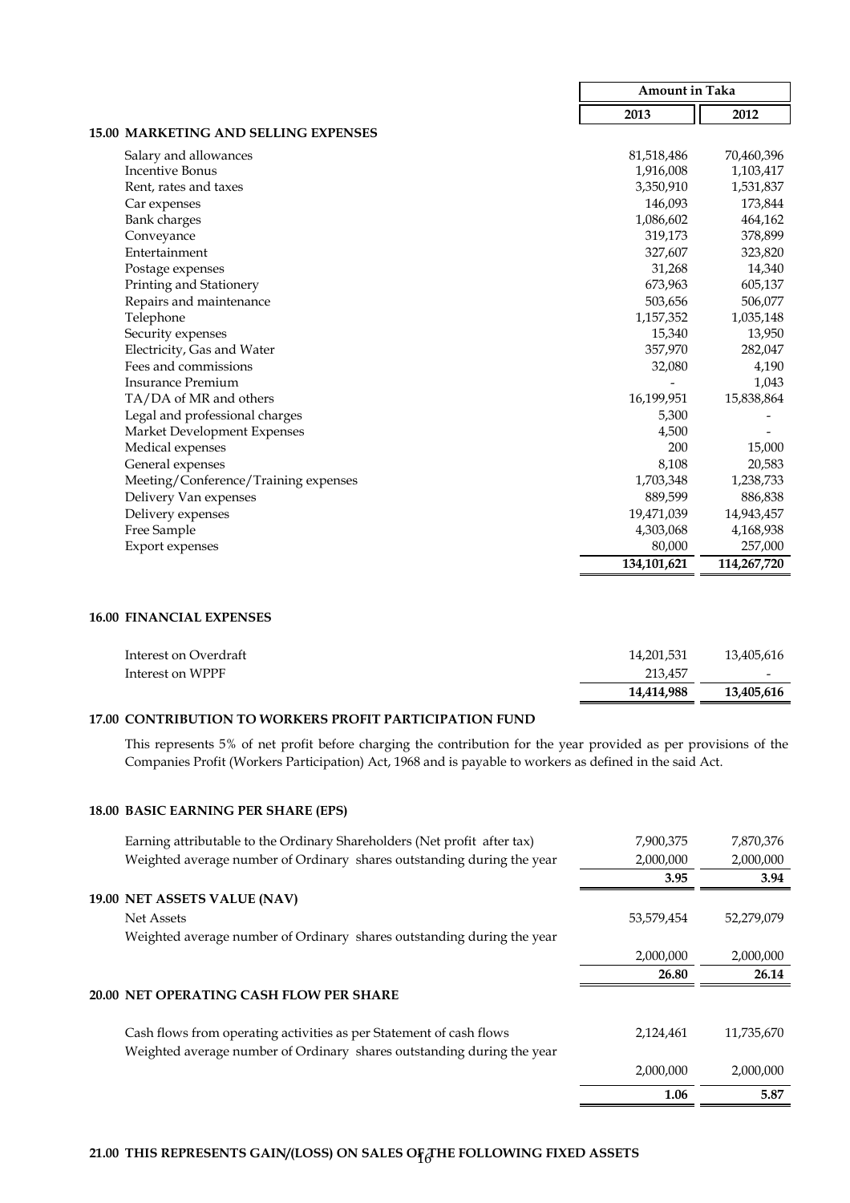| | Amount in Taka | |
|---|---|---|
| | **2013** | **2012** |

## 15.00 MARKETING AND SELLING EXPENSES

| | 2013 | 2012 |
|---|---|---|
| Salary and allowances | 81,518,486 | 70,460,396 |
| Incentive Bonus | 1,916,008 | 1,103,417 |
| Rent, rates and taxes | 3,350,910 | 1,531,837 |
| Car expenses | 146,093 | 173,844 |
| Bank charges | 1,086,602 | 464,162 |
| Conveyance | 319,173 | 378,899 |
| Entertainment | 327,607 | 323,820 |
| Postage expenses | 31,268 | 14,340 |
| Printing and Stationery | 673,963 | 605,137 |
| Repairs and maintenance | 503,656 | 506,077 |
| Telephone | 1,157,352 | 1,035,148 |
| Security expenses | 15,340 | 13,950 |
| Electricity, Gas and Water | 357,970 | 282,047 |
| Fees and commissions | 32,080 | 4,190 |
| Insurance Premium | - | 1,043 |
| TA/DA of MR and others | 16,199,951 | 15,838,864 |
| Legal and professional charges | 5,300 | - |
| Market Development Expenses | 4,500 | - |
| Medical expenses | 200 | 15,000 |
| General expenses | 8,108 | 20,583 |
| Meeting/Conference/Training expenses | 1,703,348 | 1,238,733 |
| Delivery Van expenses | 889,599 | 886,838 |
| Delivery expenses | 19,471,039 | 14,943,457 |
| Free Sample | 4,303,068 | 4,168,938 |
| Export expenses | 80,000 | 257,000 |
| | **134,101,621** | **114,267,720** |

## 16.00 FINANCIAL EXPENSES

| | 2013 | 2012 |
|---|---|---|
| Interest on Overdraft | 14,201,531 | 13,405,616 |
| Interest on WPPF | 213,457 | - |
| | **14,414,988** | **13,405,616** |

## 17.00 CONTRIBUTION TO WORKERS PROFIT PARTICIPATION FUND

This represents 5% of net profit before charging the contribution for the year provided as per provisions of the Companies Profit (Workers Participation) Act, 1968 and is payable to workers as defined in the said Act.

## 18.00 BASIC EARNING PER SHARE (EPS)

| | 2013 | 2012 |
|---|---|---|
| Earning attributable to the Ordinary Shareholders (Net profit after tax) | 7,900,375 | 7,870,376 |
| Weighted average number of Ordinary shares outstanding during the year | 2,000,000 | 2,000,000 |
| | **3.95** | **3.94** |

## 19.00 NET ASSETS VALUE (NAV)

| | 2013 | 2012 |
|---|---|---|
| Net Assets | 53,579,454 | 52,279,079 |
| Weighted average number of Ordinary shares outstanding during the year | 2,000,000 | 2,000,000 |
| | **26.80** | **26.14** |

## 20.00 NET OPERATING CASH FLOW PER SHARE

| | 2013 | 2012 |
|---|---|---|
| Cash flows from operating activities as per Statement of cash flows | 2,124,461 | 11,735,670 |
| Weighted average number of Ordinary shares outstanding during the year | 2,000,000 | 2,000,000 |
| | **1.06** | **5.87** |

## 21.00 THIS REPRESENTS GAIN/(LOSS) ON SALES OF THE FOLLOWING FIXED ASSETS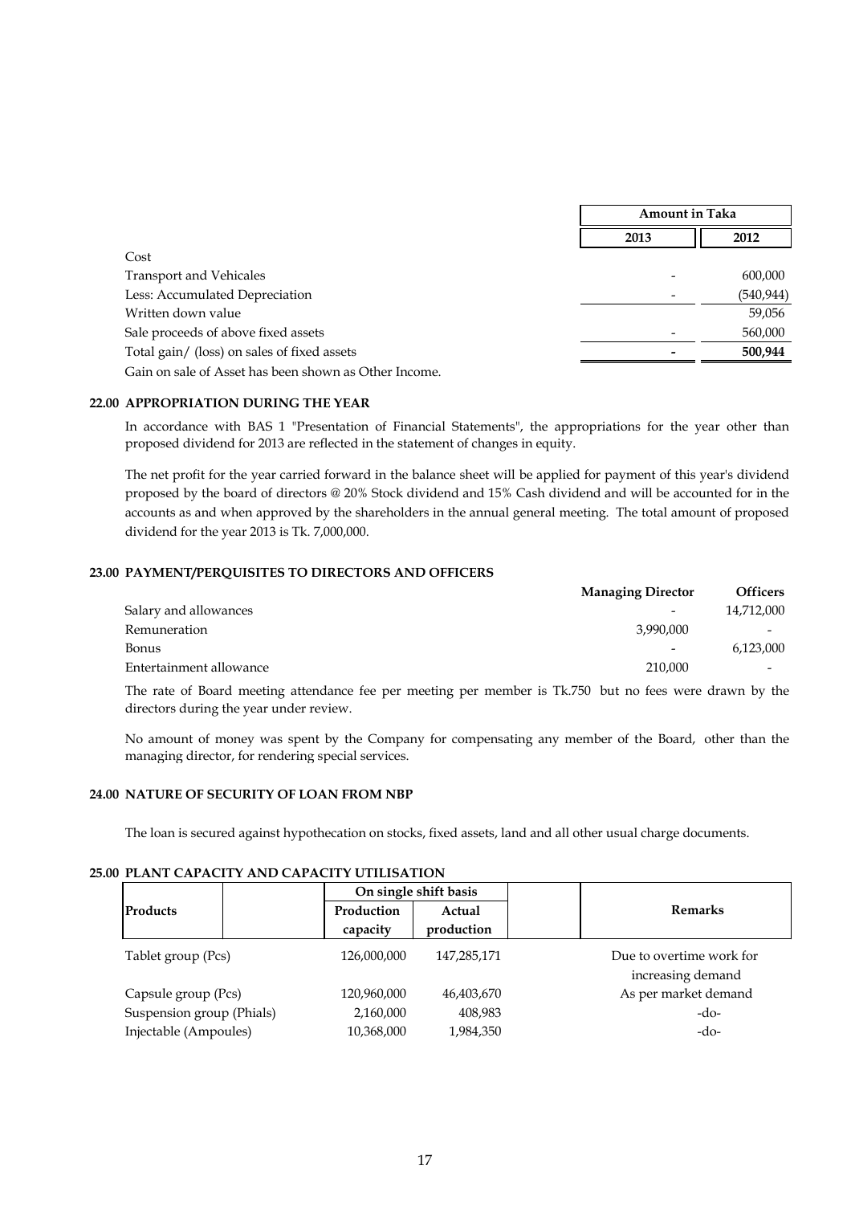| | Amount in Taka | |
|---|---|---|
| | 2013 | 2012 |
| Cost | | |
| Transport and Vehicales | - | 600,000 |
| Less: Accumulated Depreciation | - | (540,944) |
| Written down value | | 59,056 |
| Sale proceeds of above fixed assets | - | 560,000 |
| Total gain/ (loss) on sales of fixed assets | - | 500,944 |

Gain on sale of Asset has been shown as Other Income.

## 22.00 APPROPRIATION DURING THE YEAR

In accordance with BAS 1 "Presentation of Financial Statements", the appropriations for the year other than proposed dividend for 2013 are reflected in the statement of changes in equity.

The net profit for the year carried forward in the balance sheet will be applied for payment of this year's dividend proposed by the board of directors @ 20% Stock dividend and 15% Cash dividend and will be accounted for in the accounts as and when approved by the shareholders in the annual general meeting. The total amount of proposed dividend for the year 2013 is Tk. 7,000,000.

## 23.00 PAYMENT/PERQUISITES TO DIRECTORS AND OFFICERS

| | Managing Director | Officers |
|---|---|---|
| Salary and allowances | - | 14,712,000 |
| Remuneration | 3,990,000 | - |
| Bonus | - | 6,123,000 |
| Entertainment allowance | 210,000 | - |

The rate of Board meeting attendance fee per meeting per member is Tk.750 but no fees were drawn by the directors during the year under review.

No amount of money was spent by the Company for compensating any member of the Board, other than the managing director, for rendering special services.

## 24.00 NATURE OF SECURITY OF LOAN FROM NBP

The loan is secured against hypothecation on stocks, fixed assets, land and all other usual charge documents.

## 25.00 PLANT CAPACITY AND CAPACITY UTILISATION

| Products | On single shift basis | | Remarks |
|---|---|---|---|
| | Production capacity | Actual production | |
| Tablet group (Pcs) | 126,000,000 | 147,285,171 | Due to overtime work for increasing demand |
| Capsule group (Pcs) | 120,960,000 | 46,403,670 | As per market demand |
| Suspension group (Phials) | 2,160,000 | 408,983 | -do- |
| Injectable (Ampoules) | 10,368,000 | 1,984,350 | -do- |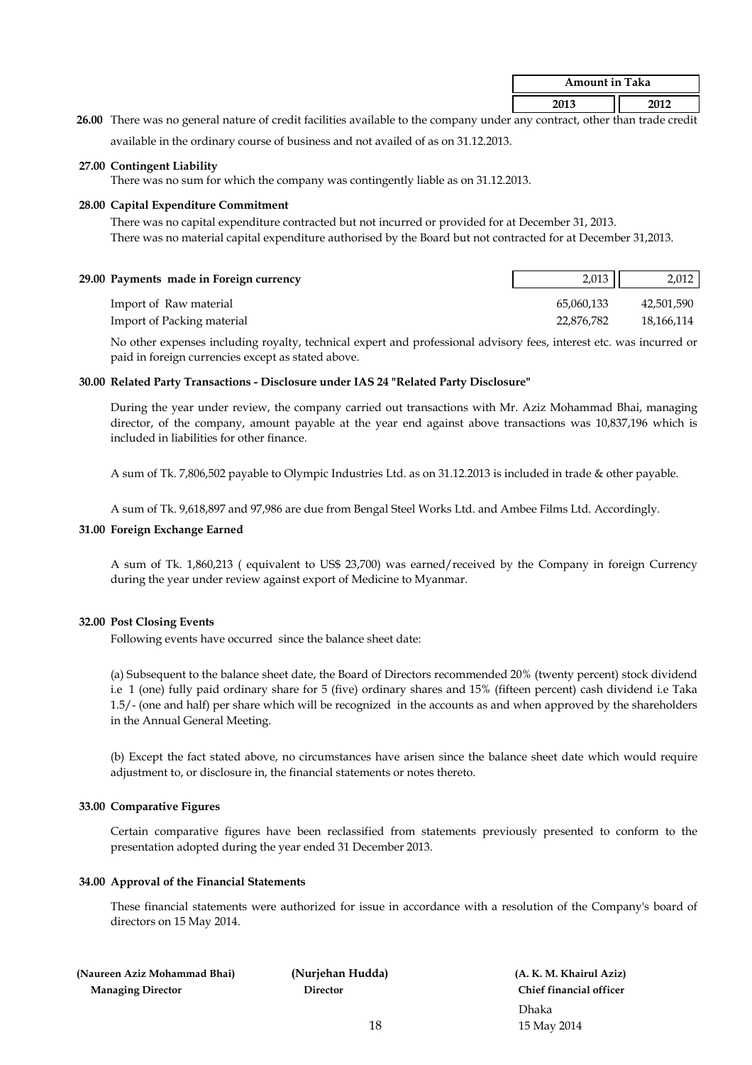| Amount in Taka | |
|---|---|
| 2013 | 2012 |

**26.00** There was no general nature of credit facilities available to the company under any contract, other than trade credit available in the ordinary course of business and not availed of as on 31.12.2013.

**27.00 Contingent Liability**

There was no sum for which the company was contingently liable as on 31.12.2013.

**28.00 Capital Expenditure Commitment**

There was no capital expenditure contracted but not incurred or provided for at December 31, 2013.
There was no material capital expenditure authorised by the Board but not contracted for at December 31,2013.

**29.00 Payments made in Foreign currency**

| | 2,013 | 2,012 |
|---|---|---|
| Import of Raw material | 65,060,133 | 42,501,590 |
| Import of Packing material | 22,876,782 | 18,166,114 |

No other expenses including royalty, technical expert and professional advisory fees, interest etc. was incurred or paid in foreign currencies except as stated above.

**30.00 Related Party Transactions - Disclosure under IAS 24 "Related Party Disclosure"**

During the year under review, the company carried out transactions with Mr. Aziz Mohammad Bhai, managing director, of the company, amount payable at the year end against above transactions was 10,837,196 which is included in liabilities for other finance.

A sum of Tk. 7,806,502 payable to Olympic Industries Ltd. as on 31.12.2013 is included in trade & other payable.

A sum of Tk. 9,618,897 and 97,986 are due from Bengal Steel Works Ltd. and Ambee Films Ltd. Accordingly.

**31.00 Foreign Exchange Earned**

A sum of Tk. 1,860,213 ( equivalent to US$ 23,700) was earned/received by the Company in foreign Currency during the year under review against export of Medicine to Myanmar.

**32.00 Post Closing Events**

Following events have occurred since the balance sheet date:

(a) Subsequent to the balance sheet date, the Board of Directors recommended 20% (twenty percent) stock dividend i.e 1 (one) fully paid ordinary share for 5 (five) ordinary shares and 15% (fifteen percent) cash dividend i.e Taka 1.5/- (one and half) per share which will be recognized in the accounts as and when approved by the shareholders in the Annual General Meeting.

(b) Except the fact stated above, no circumstances have arisen since the balance sheet date which would require adjustment to, or disclosure in, the financial statements or notes thereto.

**33.00 Comparative Figures**

Certain comparative figures have been reclassified from statements previously presented to conform to the presentation adopted during the year ended 31 December 2013.

**34.00 Approval of the Financial Statements**

These financial statements were authorized for issue in accordance with a resolution of the Company's board of directors on 15 May 2014.

**(Naureen Aziz Mohammad Bhai)**
**Managing Director**

**(Nurjehan Hudda)**
**Director**

**(A. K. M. Khairul Aziz)**
**Chief financial officer**

Dhaka
15 May 2014